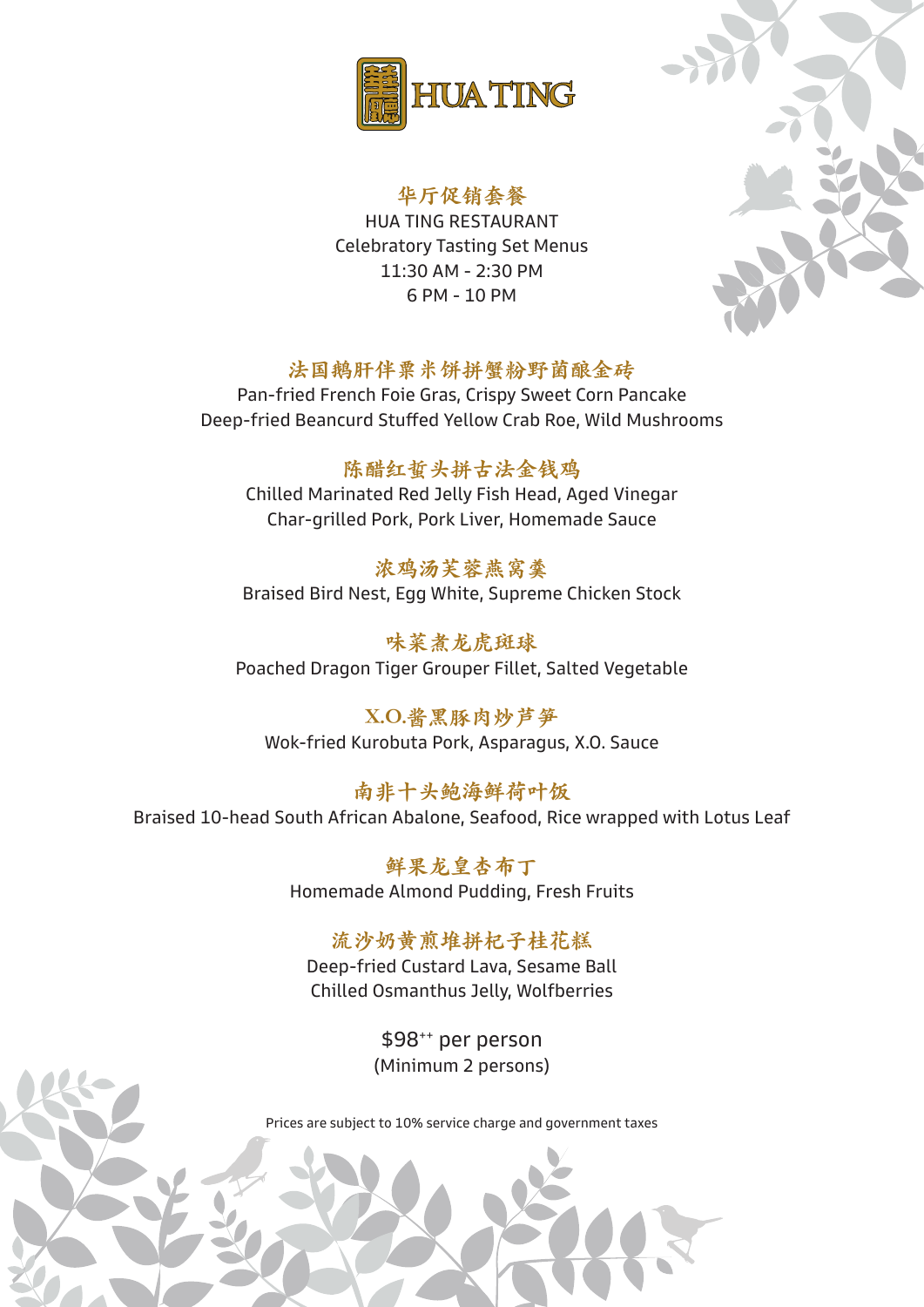# HUA TING

## 华厅促销套餐

HUA TING RESTAURANT
Celebratory Tasting Set Menus
11:30 AM - 2:30 PM
6 PM - 10 PM

### 法国鹅肝伴粟米饼拼蟹粉野菌酿金砖

Pan-fried French Foie Gras, Crispy Sweet Corn Pancake
Deep-fried Beancurd Stuffed Yellow Crab Roe, Wild Mushrooms

### 陈醋红蜇头拼古法金钱鸡

Chilled Marinated Red Jelly Fish Head, Aged Vinegar
Char-grilled Pork, Pork Liver, Homemade Sauce

### 浓鸡汤芙蓉燕窝羹

Braised Bird Nest, Egg White, Supreme Chicken Stock

### 咊菜煮龙虎斑球

Poached Dragon Tiger Grouper Fillet, Salted Vegetable

### X.O.酱黑豚肉炒芦笋

Wok-fried Kurobuta Pork, Asparagus, X.O. Sauce

### 南非十头鲍海鲜荷叶饭

Braised 10-head South African Abalone, Seafood, Rice wrapped with Lotus Leaf

### 鲜果龙皇杏布丁

Homemade Almond Pudding, Fresh Fruits

### 流沙奶黄煎堆拼杞子桂花糕

Deep-fried Custard Lava, Sesame Ball
Chilled Osmanthus Jelly, Wolfberries

$98⁺⁺ per person
(Minimum 2 persons)

Prices are subject to 10% service charge and government taxes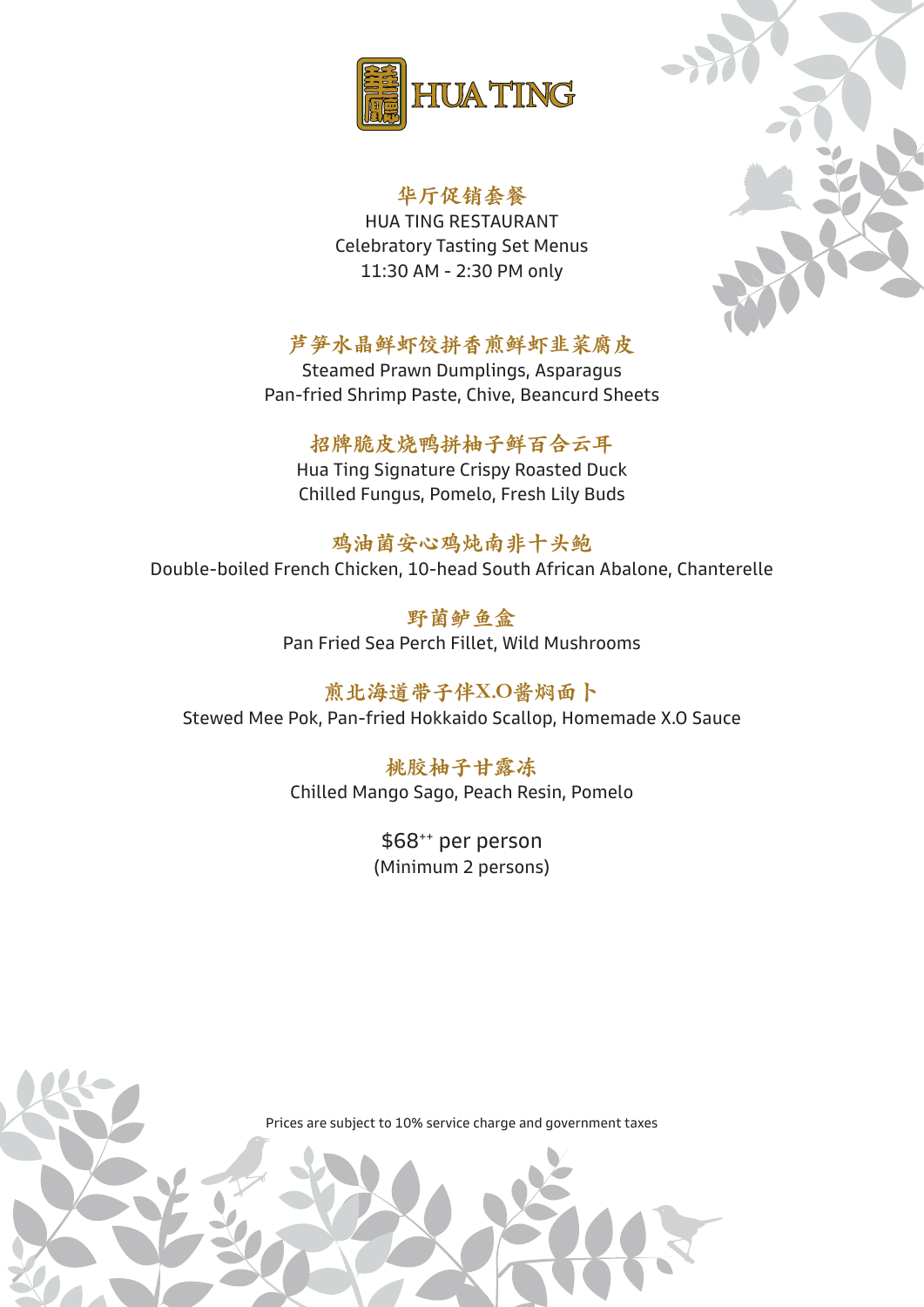# HUA TING

## 华厅促销套餐

HUA TING RESTAURANT
Celebratory Tasting Set Menus
11:30 AM - 2:30 PM only

### 芦笋水晶鲜虾饺拼香煎鲜虾韭菜腐皮

Steamed Prawn Dumplings, Asparagus
Pan-fried Shrimp Paste, Chive, Beancurd Sheets

### 招牌脆皮烧鸭拼柚子鲜百合云耳

Hua Ting Signature Crispy Roasted Duck
Chilled Fungus, Pomelo, Fresh Lily Buds

### 鸡油菌安心鸡炖南非十头鲍

Double-boiled French Chicken, 10-head South African Abalone, Chanterelle

### 野菌鲈鱼盒

Pan Fried Sea Perch Fillet, Wild Mushrooms

### 煎北海道带子伴X.O酱焖面卜

Stewed Mee Pok, Pan-fried Hokkaido Scallop, Homemade X.O Sauce

### 桃胶柚子甘露冻

Chilled Mango Sago, Peach Resin, Pomelo

$68⁺⁺ per person
(Minimum 2 persons)

Prices are subject to 10% service charge and government taxes